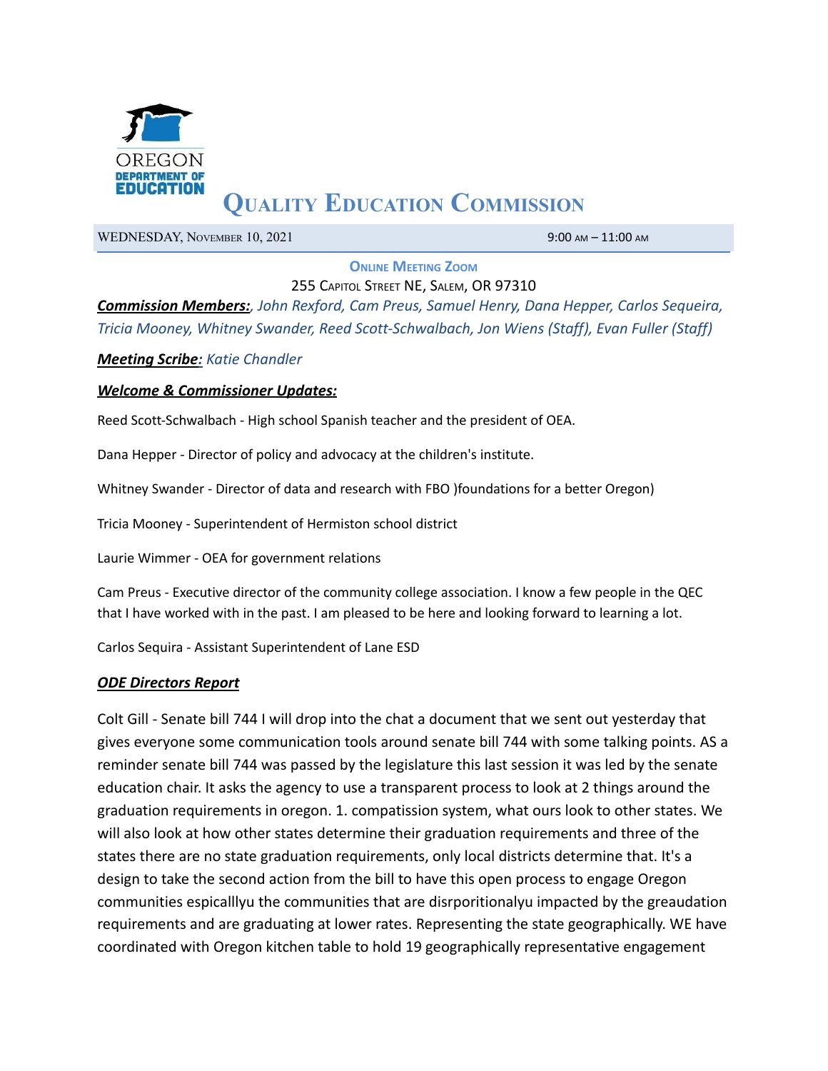# Quality Education Commission

WEDNESDAY, November 10, 2021 9:00 AM – 11:00 AM

**Online Meeting Zoom**

255 Capitol Street NE, Salem, OR 97310

***Commission Members:***, *John Rexford, Cam Preus, Samuel Henry, Dana Hepper, Carlos Sequeira, Tricia Mooney, Whitney Swander, Reed Scott-Schwalbach, Jon Wiens (Staff), Evan Fuller (Staff)*

***Meeting Scribe:*** *Katie Chandler*

***Welcome & Commissioner Updates:***

Reed Scott-Schwalbach - High school Spanish teacher and the president of OEA.

Dana Hepper - Director of policy and advocacy at the children's institute.

Whitney Swander - Director of data and research with FBO )foundations for a better Oregon)

Tricia Mooney - Superintendent of Hermiston school district

Laurie Wimmer - OEA for government relations

Cam Preus - Executive director of the community college association. I know a few people in the QEC that I have worked with in the past. I am pleased to be here and looking forward to learning a lot.

Carlos Sequira - Assistant Superintendent of Lane ESD

***ODE Directors Report***

Colt Gill - Senate bill 744 I will drop into the chat a document that we sent out yesterday that gives everyone some communication tools around senate bill 744 with some talking points. AS a reminder senate bill 744 was passed by the legislature this last session it was led by the senate education chair. It asks the agency to use a transparent process to look at 2 things around the graduation requirements in oregon. 1. compatission system, what ours look to other states. We will also look at how other states determine their graduation requirements and three of the states there are no state graduation requirements, only local districts determine that. It's a design to take the second action from the bill to have this open process to engage Oregon communities espicalllyu the communities that are disrporitionalyu impacted by the greaudation requirements and are graduating at lower rates. Representing the state geographically. WE have coordinated with Oregon kitchen table to hold 19 geographically representative engagement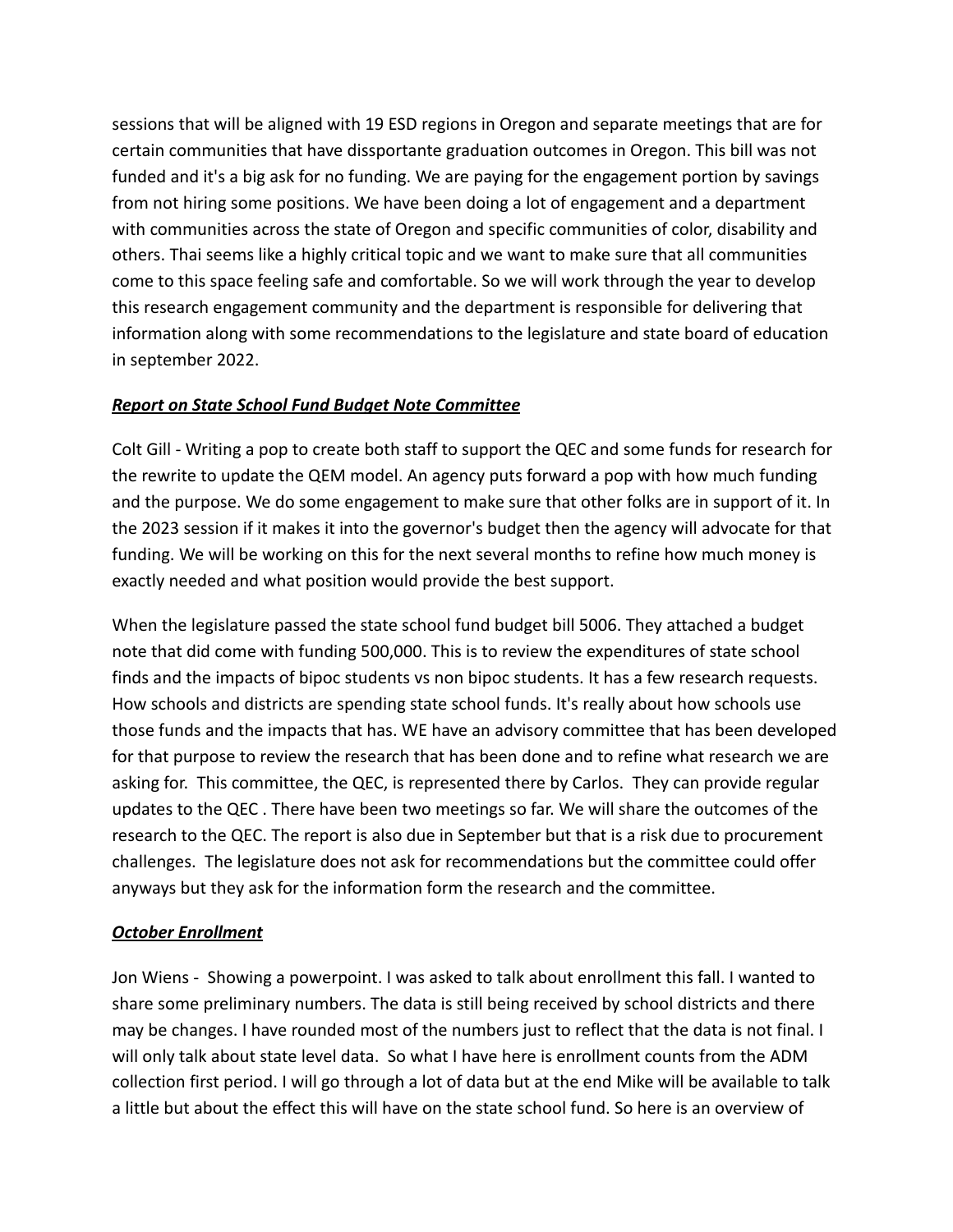sessions that will be aligned with 19 ESD regions in Oregon and separate meetings that are for certain communities that have dissportante graduation outcomes in Oregon. This bill was not funded and it's a big ask for no funding. We are paying for the engagement portion by savings from not hiring some positions. We have been doing a lot of engagement and a department with communities across the state of Oregon and specific communities of color, disability and others. Thai seems like a highly critical topic and we want to make sure that all communities come to this space feeling safe and comfortable. So we will work through the year to develop this research engagement community and the department is responsible for delivering that information along with some recommendations to the legislature and state board of education in september 2022.

***Report on State School Fund Budget Note Committee***

Colt Gill - Writing a pop to create both staff to support the QEC and some funds for research for the rewrite to update the QEM model. An agency puts forward a pop with how much funding and the purpose. We do some engagement to make sure that other folks are in support of it. In the 2023 session if it makes it into the governor's budget then the agency will advocate for that funding. We will be working on this for the next several months to refine how much money is exactly needed and what position would provide the best support.

When the legislature passed the state school fund budget bill 5006. They attached a budget note that did come with funding 500,000. This is to review the expenditures of state school finds and the impacts of bipoc students vs non bipoc students. It has a few research requests. How schools and districts are spending state school funds. It's really about how schools use those funds and the impacts that has. WE have an advisory committee that has been developed for that purpose to review the research that has been done and to refine what research we are asking for. This committee, the QEC, is represented there by Carlos. They can provide regular updates to the QEC . There have been two meetings so far. We will share the outcomes of the research to the QEC. The report is also due in September but that is a risk due to procurement challenges. The legislature does not ask for recommendations but the committee could offer anyways but they ask for the information form the research and the committee.

***October Enrollment***

Jon Wiens - Showing a powerpoint. I was asked to talk about enrollment this fall. I wanted to share some preliminary numbers. The data is still being received by school districts and there may be changes. I have rounded most of the numbers just to reflect that the data is not final. I will only talk about state level data. So what I have here is enrollment counts from the ADM collection first period. I will go through a lot of data but at the end Mike will be available to talk a little but about the effect this will have on the state school fund. So here is an overview of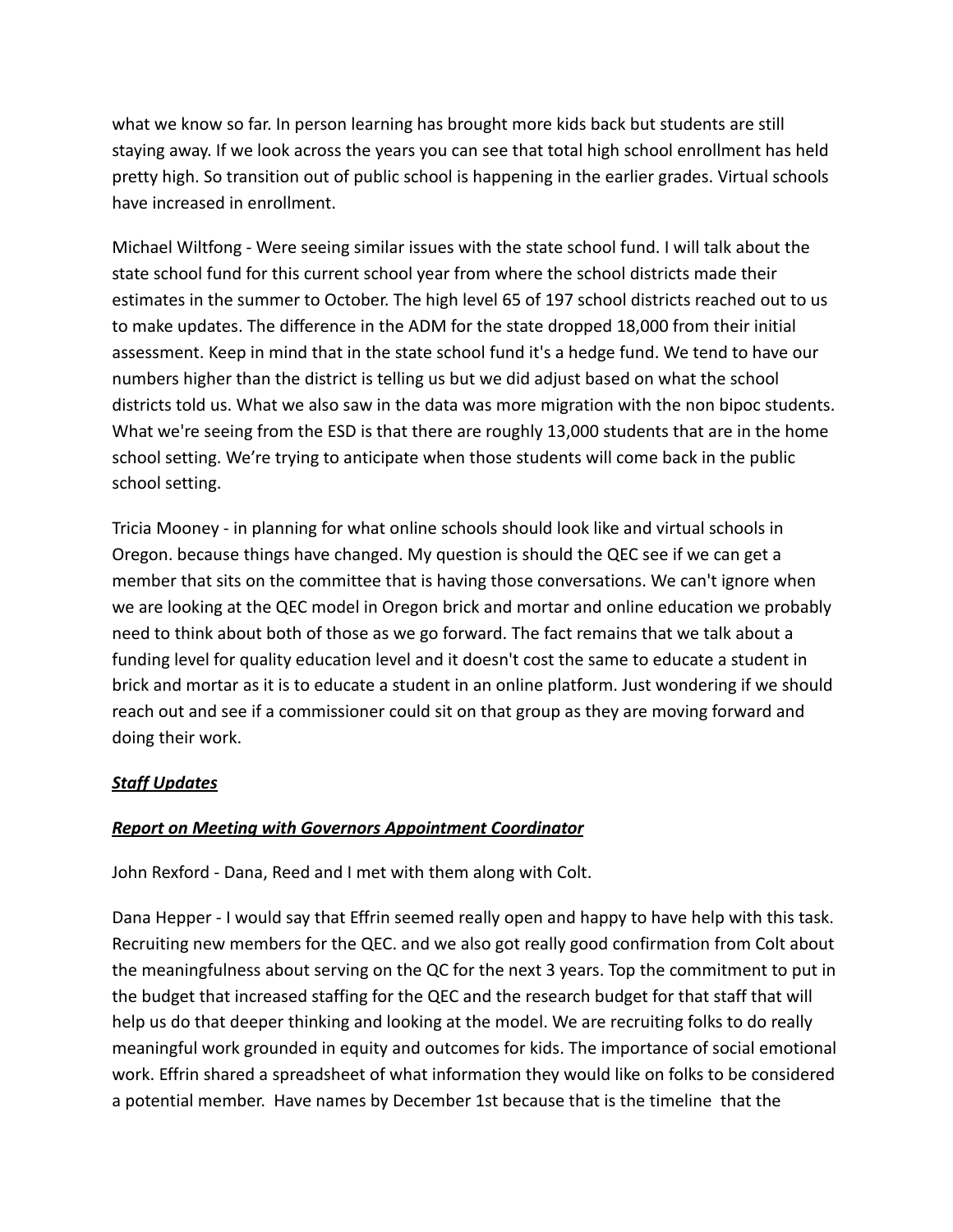what we know so far. In person learning has brought more kids back but students are still staying away. If we look across the years you can see that total high school enrollment has held pretty high. So transition out of public school is happening in the earlier grades. Virtual schools have increased in enrollment.

Michael Wiltfong - Were seeing similar issues with the state school fund. I will talk about the state school fund for this current school year from where the school districts made their estimates in the summer to October. The high level 65 of 197 school districts reached out to us to make updates. The difference in the ADM for the state dropped 18,000 from their initial assessment. Keep in mind that in the state school fund it's a hedge fund. We tend to have our numbers higher than the district is telling us but we did adjust based on what the school districts told us. What we also saw in the data was more migration with the non bipoc students. What we're seeing from the ESD is that there are roughly 13,000 students that are in the home school setting. We're trying to anticipate when those students will come back in the public school setting.

Tricia Mooney - in planning for what online schools should look like and virtual schools in Oregon. because things have changed. My question is should the QEC see if we can get a member that sits on the committee that is having those conversations. We can't ignore when we are looking at the QEC model in Oregon brick and mortar and online education we probably need to think about both of those as we go forward. The fact remains that we talk about a funding level for quality education level and it doesn't cost the same to educate a student in brick and mortar as it is to educate a student in an online platform. Just wondering if we should reach out and see if a commissioner could sit on that group as they are moving forward and doing their work.

***Staff Updates***

***Report on Meeting with Governors Appointment Coordinator***

John Rexford - Dana, Reed and I met with them along with Colt.

Dana Hepper - I would say that Effrin seemed really open and happy to have help with this task. Recruiting new members for the QEC. and we also got really good confirmation from Colt about the meaningfulness about serving on the QC for the next 3 years. Top the commitment to put in the budget that increased staffing for the QEC and the research budget for that staff that will help us do that deeper thinking and looking at the model. We are recruiting folks to do really meaningful work grounded in equity and outcomes for kids. The importance of social emotional work. Effrin shared a spreadsheet of what information they would like on folks to be considered a potential member. Have names by December 1st because that is the timeline that the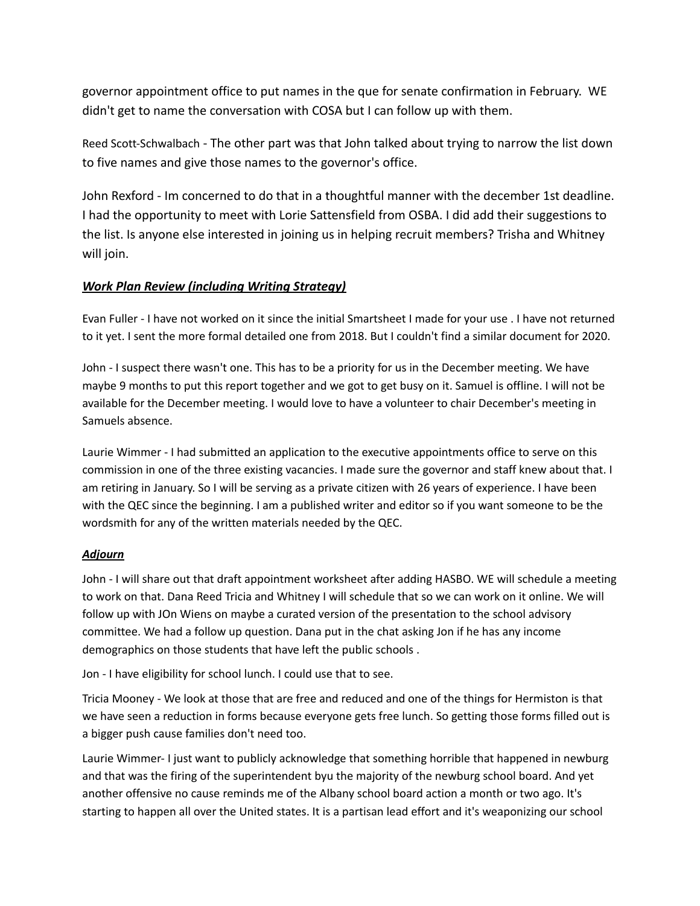governor appointment office to put names in the que for senate confirmation in February. WE didn't get to name the conversation with COSA but I can follow up with them.

Reed Scott-Schwalbach - The other part was that John talked about trying to narrow the list down to five names and give those names to the governor's office.

John Rexford - Im concerned to do that in a thoughtful manner with the december 1st deadline. I had the opportunity to meet with Lorie Sattensfield from OSBA. I did add their suggestions to the list. Is anyone else interested in joining us in helping recruit members? Trisha and Whitney will join.

***Work Plan Review (including Writing Strategy)***

Evan Fuller - I have not worked on it since the initial Smartsheet I made for your use . I have not returned to it yet. I sent the more formal detailed one from 2018. But I couldn't find a similar document for 2020.

John - I suspect there wasn't one. This has to be a priority for us in the December meeting. We have maybe 9 months to put this report together and we got to get busy on it. Samuel is offline. I will not be available for the December meeting. I would love to have a volunteer to chair December's meeting in Samuels absence.

Laurie Wimmer - I had submitted an application to the executive appointments office to serve on this commission in one of the three existing vacancies. I made sure the governor and staff knew about that. I am retiring in January. So I will be serving as a private citizen with 26 years of experience. I have been with the QEC since the beginning. I am a published writer and editor so if you want someone to be the wordsmith for any of the written materials needed by the QEC.

***Adjourn***

John - I will share out that draft appointment worksheet after adding HASBO. WE will schedule a meeting to work on that. Dana Reed Tricia and Whitney I will schedule that so we can work on it online. We will follow up with JOn Wiens on maybe a curated version of the presentation to the school advisory committee. We had a follow up question. Dana put in the chat asking Jon if he has any income demographics on those students that have left the public schools .

Jon - I have eligibility for school lunch. I could use that to see.

Tricia Mooney - We look at those that are free and reduced and one of the things for Hermiston is that we have seen a reduction in forms because everyone gets free lunch. So getting those forms filled out is a bigger push cause families don't need too.

Laurie Wimmer- I just want to publicly acknowledge that something horrible that happened in newburg and that was the firing of the superintendent byu the majority of the newburg school board. And yet another offensive no cause reminds me of the Albany school board action a month or two ago. It's starting to happen all over the United states. It is a partisan lead effort and it's weaponizing our school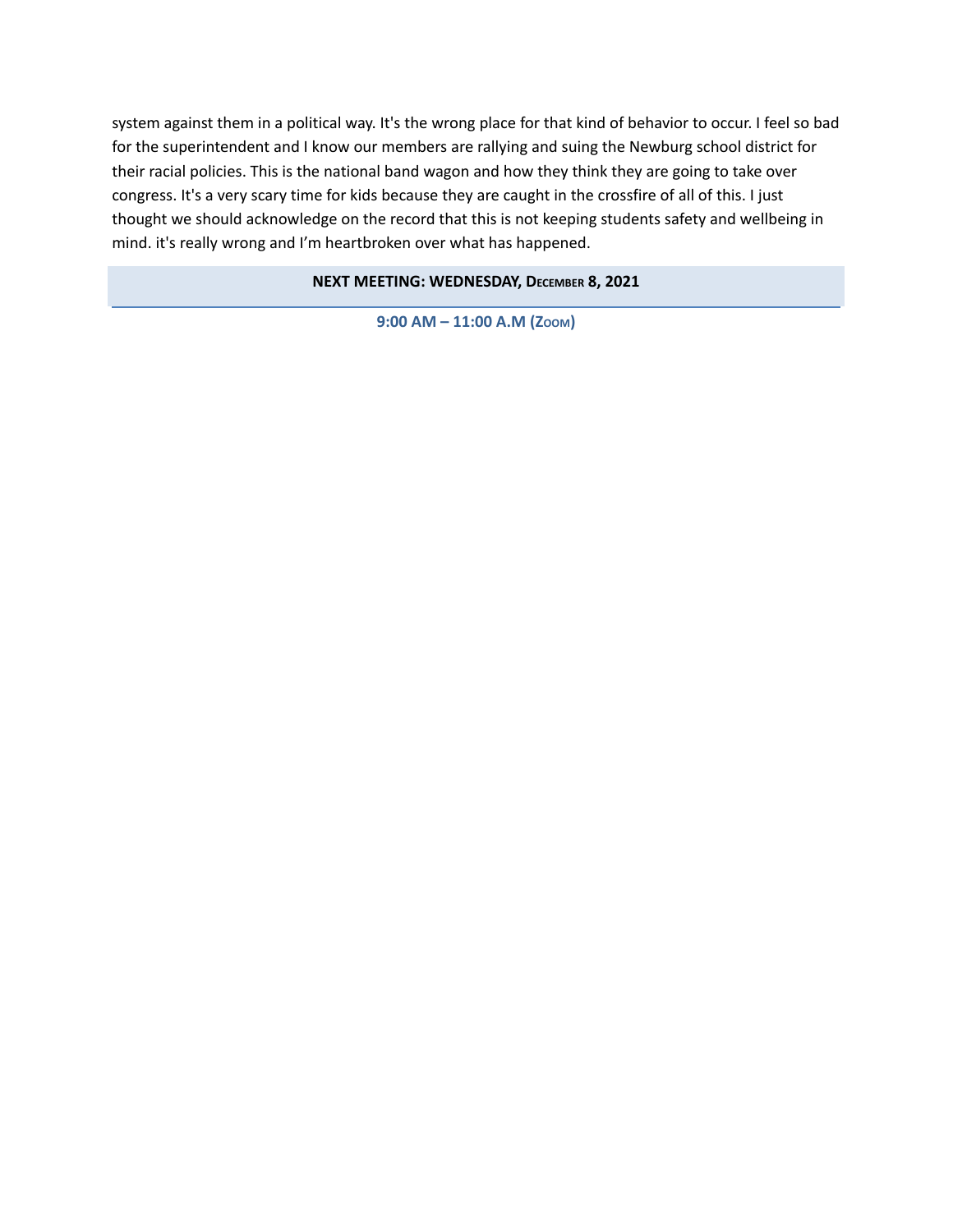system against them in a political way. It's the wrong place for that kind of behavior to occur. I feel so bad for the superintendent and I know our members are rallying and suing the Newburg school district for their racial policies. This is the national band wagon and how they think they are going to take over congress. It's a very scary time for kids because they are caught in the crossfire of all of this. I just thought we should acknowledge on the record that this is not keeping students safety and wellbeing in mind. it's really wrong and I'm heartbroken over what has happened.

**NEXT MEETING: WEDNESDAY, DECEMBER 8, 2021**

**9:00 AM – 11:00 A.M (ZOOM)**